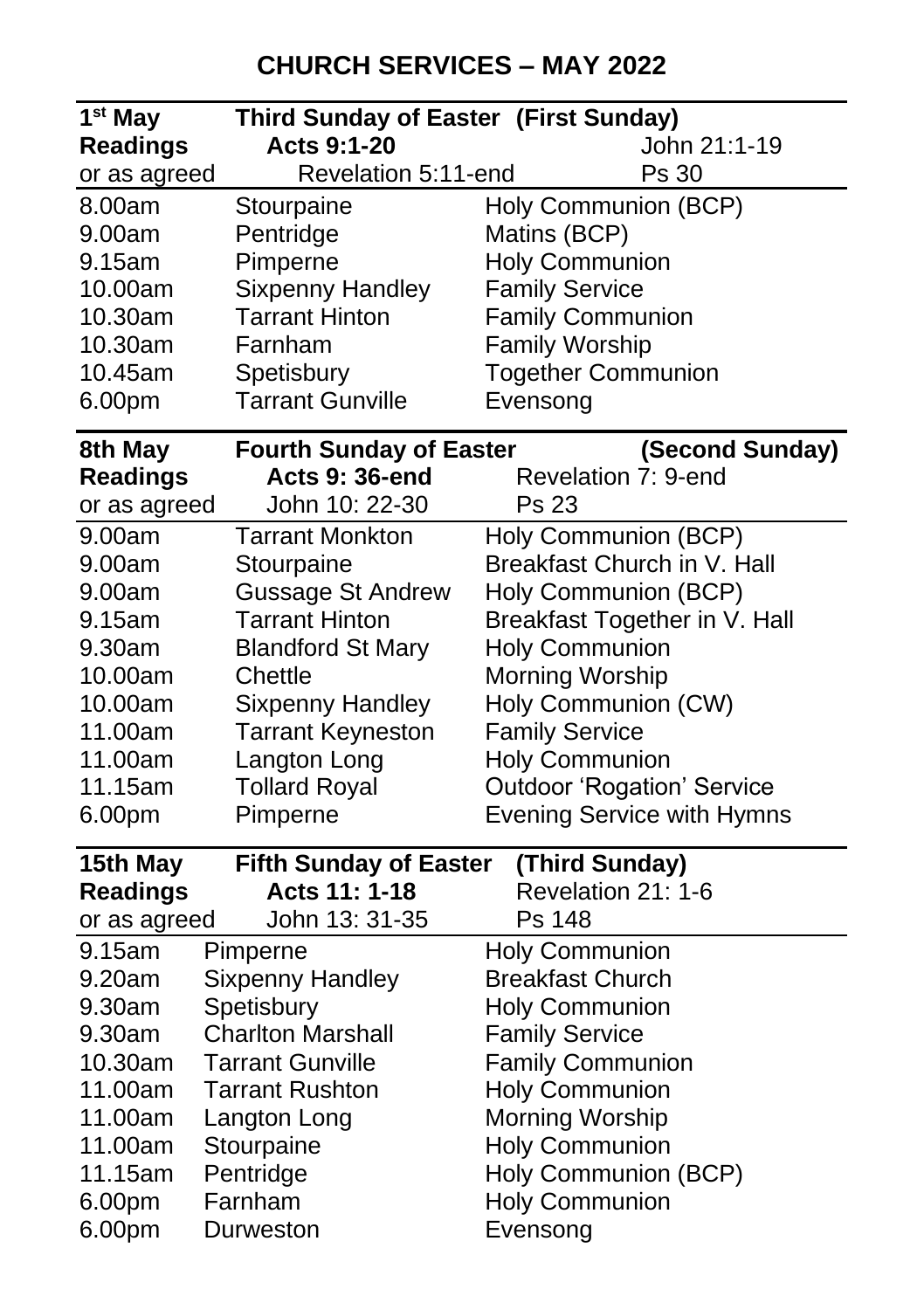# CHURCH SERVICES – MAY 2022

| 1st May | Third Sunday of Easter (First Sunday) | |
|---|---|---|
| **Readings** | **Acts 9:1-20** | John 21:1-19 |
| or as agreed | Revelation 5:11-end | Ps 30 |
| 8.00am | Stourpaine | Holy Communion (BCP) |
| 9.00am | Pentridge | Matins (BCP) |
| 9.15am | Pimperne | Holy Communion |
| 10.00am | Sixpenny Handley | Family Service |
| 10.30am | Tarrant Hinton | Family Communion |
| 10.30am | Farnham | Family Worship |
| 10.45am | Spetisbury | Together Communion |
| 6.00pm | Tarrant Gunville | Evensong |

| 8th May | Fourth Sunday of Easter | (Second Sunday) |
|---|---|---|
| **Readings** | **Acts 9: 36-end** | Revelation 7: 9-end |
| or as agreed | John 10: 22-30 | Ps 23 |
| 9.00am | Tarrant Monkton | Holy Communion (BCP) |
| 9.00am | Stourpaine | Breakfast Church in V. Hall |
| 9.00am | Gussage St Andrew | Holy Communion (BCP) |
| 9.15am | Tarrant Hinton | Breakfast Together in V. Hall |
| 9.30am | Blandford St Mary | Holy Communion |
| 10.00am | Chettle | Morning Worship |
| 10.00am | Sixpenny Handley | Holy Communion (CW) |
| 11.00am | Tarrant Keyneston | Family Service |
| 11.00am | Langton Long | Holy Communion |
| 11.15am | Tollard Royal | Outdoor 'Rogation' Service |
| 6.00pm | Pimperne | Evening Service with Hymns |

| 15th May | Fifth Sunday of Easter | (Third Sunday) |
|---|---|---|
| **Readings** | **Acts 11: 1-18** | Revelation 21: 1-6 |
| or as agreed | John 13: 31-35 | Ps 148 |
| 9.15am | Pimperne | Holy Communion |
| 9.20am | Sixpenny Handley | Breakfast Church |
| 9.30am | Spetisbury | Holy Communion |
| 9.30am | Charlton Marshall | Family Service |
| 10.30am | Tarrant Gunville | Family Communion |
| 11.00am | Tarrant Rushton | Holy Communion |
| 11.00am | Langton Long | Morning Worship |
| 11.00am | Stourpaine | Holy Communion |
| 11.15am | Pentridge | Holy Communion (BCP) |
| 6.00pm | Farnham | Holy Communion |
| 6.00pm | Durweston | Evensong |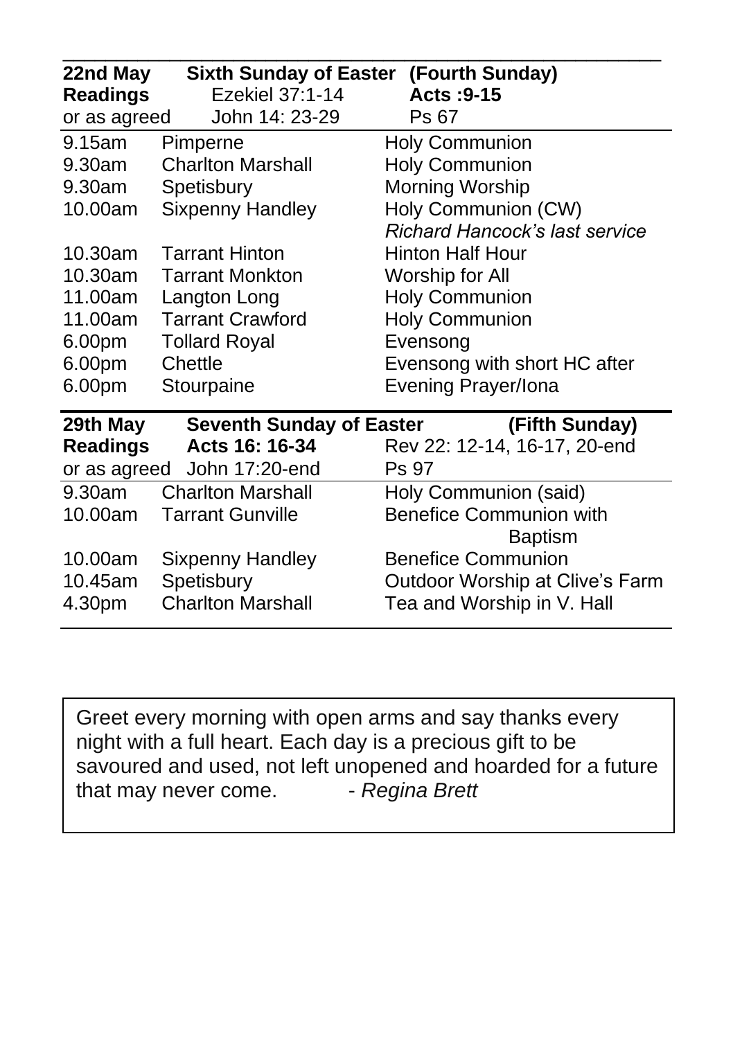| | | | |
|---|---|---|---|
| **22nd May** | **Sixth Sunday of Easter** | **(Fourth Sunday)** | |
| **Readings** | Ezekiel 37:1-14 | **Acts :9-15** | |
| or as agreed | John 14: 23-29 | Ps 67 | |
| 9.15am | Pimperne | Holy Communion | |
| 9.30am | Charlton Marshall | Holy Communion | |
| 9.30am | Spetisbury | Morning Worship | |
| 10.00am | Sixpenny Handley | Holy Communion (CW) *Richard Hancock's last service* | |
| 10.30am | Tarrant Hinton | Hinton Half Hour | |
| 10.30am | Tarrant Monkton | Worship for All | |
| 11.00am | Langton Long | Holy Communion | |
| 11.00am | Tarrant Crawford | Holy Communion | |
| 6.00pm | Tollard Royal | Evensong | |
| 6.00pm | Chettle | Evensong with short HC after | |
| 6.00pm | Stourpaine | Evening Prayer/Iona | |

| | | | |
|---|---|---|---|
| **29th May** | **Seventh Sunday of Easter** | **(Fifth Sunday)** | |
| **Readings** | **Acts 16: 16-34** | Rev 22: 12-14, 16-17, 20-end | |
| or as agreed | John 17:20-end | Ps 97 | |
| 9.30am | Charlton Marshall | Holy Communion (said) | |
| 10.00am | Tarrant Gunville | Benefice Communion with Baptism | |
| 10.00am | Sixpenny Handley | Benefice Communion | |
| 10.45am | Spetisbury | Outdoor Worship at Clive's Farm | |
| 4.30pm | Charlton Marshall | Tea and Worship in V. Hall | |

Greet every morning with open arms and say thanks every night with a full heart. Each day is a precious gift to be savoured and used, not left unopened and hoarded for a future that may never come. - *Regina Brett*